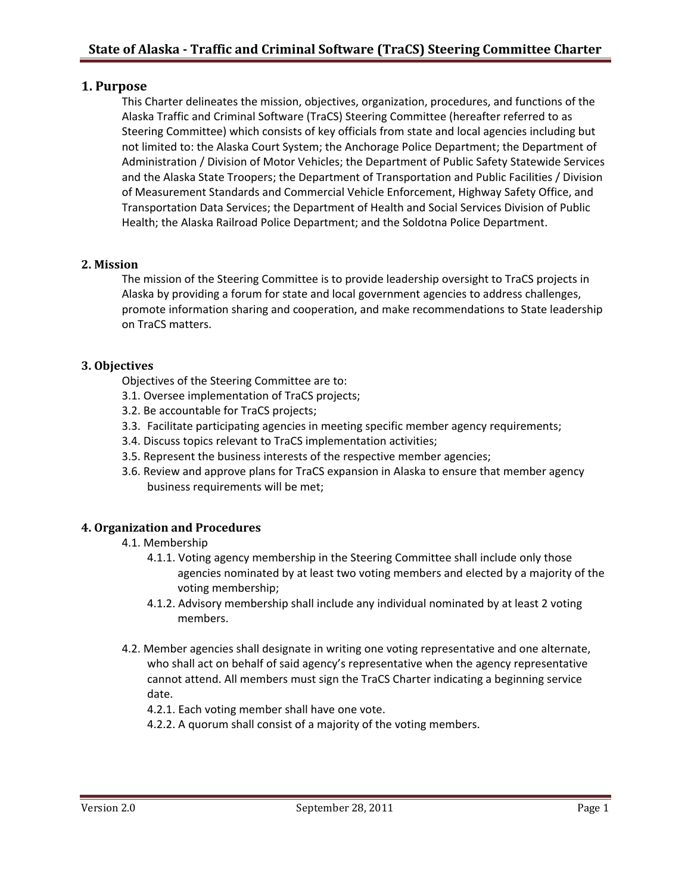# State of Alaska - Traffic and Criminal Software (TraCS) Steering Committee Charter

## 1. Purpose

This Charter delineates the mission, objectives, organization, procedures, and functions of the Alaska Traffic and Criminal Software (TraCS) Steering Committee (hereafter referred to as Steering Committee) which consists of key officials from state and local agencies including but not limited to: the Alaska Court System; the Anchorage Police Department; the Department of Administration / Division of Motor Vehicles; the Department of Public Safety Statewide Services and the Alaska State Troopers; the Department of Transportation and Public Facilities / Division of Measurement Standards and Commercial Vehicle Enforcement, Highway Safety Office, and Transportation Data Services; the Department of Health and Social Services Division of Public Health; the Alaska Railroad Police Department; and the Soldotna Police Department.

## 2. Mission

The mission of the Steering Committee is to provide leadership oversight to TraCS projects in Alaska by providing a forum for state and local government agencies to address challenges, promote information sharing and cooperation, and make recommendations to State leadership on TraCS matters.

## 3. Objectives

Objectives of the Steering Committee are to:

3.1. Oversee implementation of TraCS projects;

3.2. Be accountable for TraCS projects;

3.3. Facilitate participating agencies in meeting specific member agency requirements;

3.4. Discuss topics relevant to TraCS implementation activities;

3.5. Represent the business interests of the respective member agencies;

3.6. Review and approve plans for TraCS expansion in Alaska to ensure that member agency business requirements will be met;

## 4. Organization and Procedures

4.1. Membership

- 4.1.1. Voting agency membership in the Steering Committee shall include only those agencies nominated by at least two voting members and elected by a majority of the voting membership;
- 4.1.2. Advisory membership shall include any individual nominated by at least 2 voting members.

4.2. Member agencies shall designate in writing one voting representative and one alternate, who shall act on behalf of said agency's representative when the agency representative cannot attend. All members must sign the TraCS Charter indicating a beginning service date.

- 4.2.1. Each voting member shall have one vote.
- 4.2.2. A quorum shall consist of a majority of the voting members.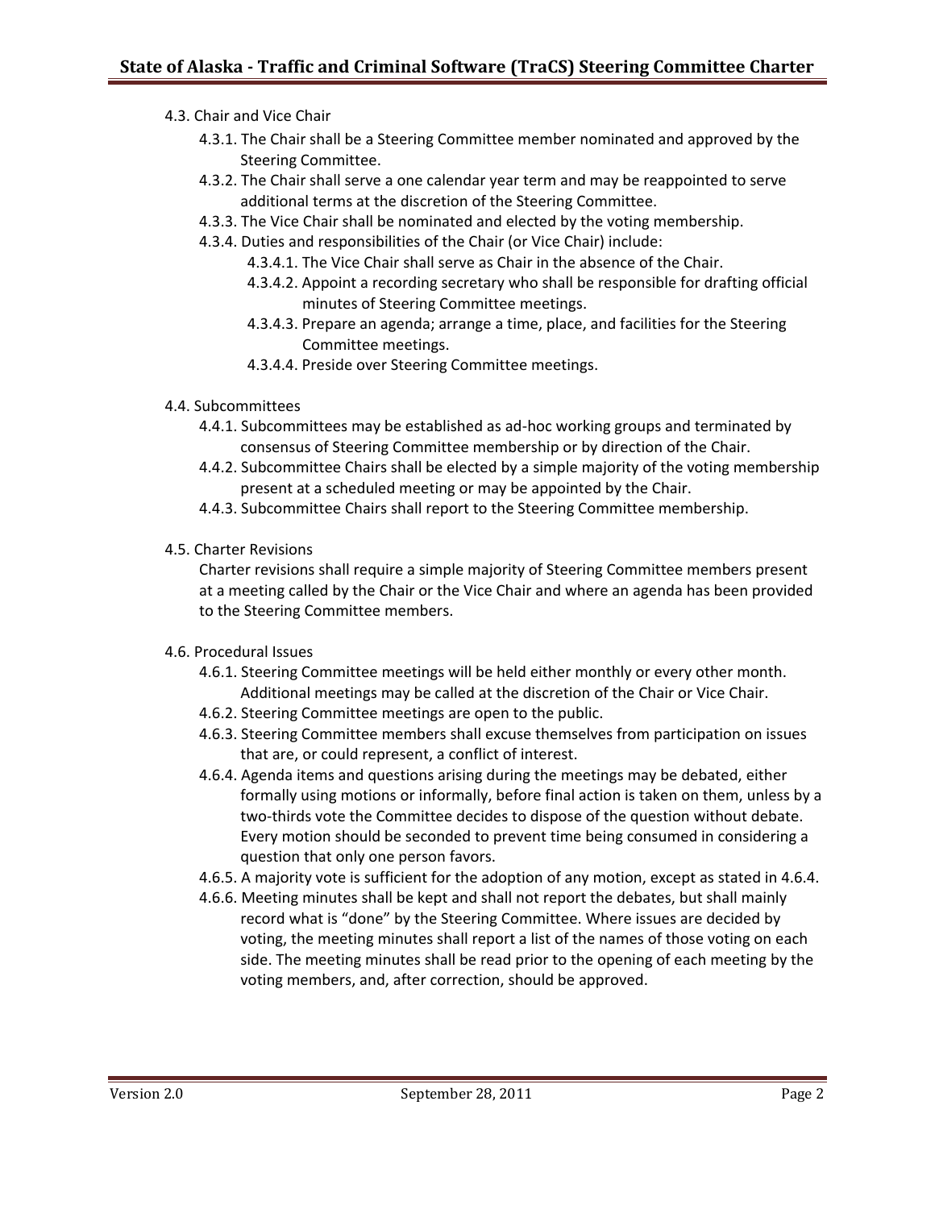4.3. Chair and Vice Chair

- 4.3.1. The Chair shall be a Steering Committee member nominated and approved by the Steering Committee.
- 4.3.2. The Chair shall serve a one calendar year term and may be reappointed to serve additional terms at the discretion of the Steering Committee.
- 4.3.3. The Vice Chair shall be nominated and elected by the voting membership.
- 4.3.4. Duties and responsibilities of the Chair (or Vice Chair) include:
  - 4.3.4.1. The Vice Chair shall serve as Chair in the absence of the Chair.
  - 4.3.4.2. Appoint a recording secretary who shall be responsible for drafting official minutes of Steering Committee meetings.
  - 4.3.4.3. Prepare an agenda; arrange a time, place, and facilities for the Steering Committee meetings.
  - 4.3.4.4. Preside over Steering Committee meetings.

4.4. Subcommittees

- 4.4.1. Subcommittees may be established as ad-hoc working groups and terminated by consensus of Steering Committee membership or by direction of the Chair.
- 4.4.2. Subcommittee Chairs shall be elected by a simple majority of the voting membership present at a scheduled meeting or may be appointed by the Chair.
- 4.4.3. Subcommittee Chairs shall report to the Steering Committee membership.

4.5. Charter Revisions

Charter revisions shall require a simple majority of Steering Committee members present at a meeting called by the Chair or the Vice Chair and where an agenda has been provided to the Steering Committee members.

4.6. Procedural Issues

- 4.6.1. Steering Committee meetings will be held either monthly or every other month. Additional meetings may be called at the discretion of the Chair or Vice Chair.
- 4.6.2. Steering Committee meetings are open to the public.
- 4.6.3. Steering Committee members shall excuse themselves from participation on issues that are, or could represent, a conflict of interest.
- 4.6.4. Agenda items and questions arising during the meetings may be debated, either formally using motions or informally, before final action is taken on them, unless by a two-thirds vote the Committee decides to dispose of the question without debate. Every motion should be seconded to prevent time being consumed in considering a question that only one person favors.
- 4.6.5. A majority vote is sufficient for the adoption of any motion, except as stated in 4.6.4.
- 4.6.6. Meeting minutes shall be kept and shall not report the debates, but shall mainly record what is "done" by the Steering Committee. Where issues are decided by voting, the meeting minutes shall report a list of the names of those voting on each side. The meeting minutes shall be read prior to the opening of each meeting by the voting members, and, after correction, should be approved.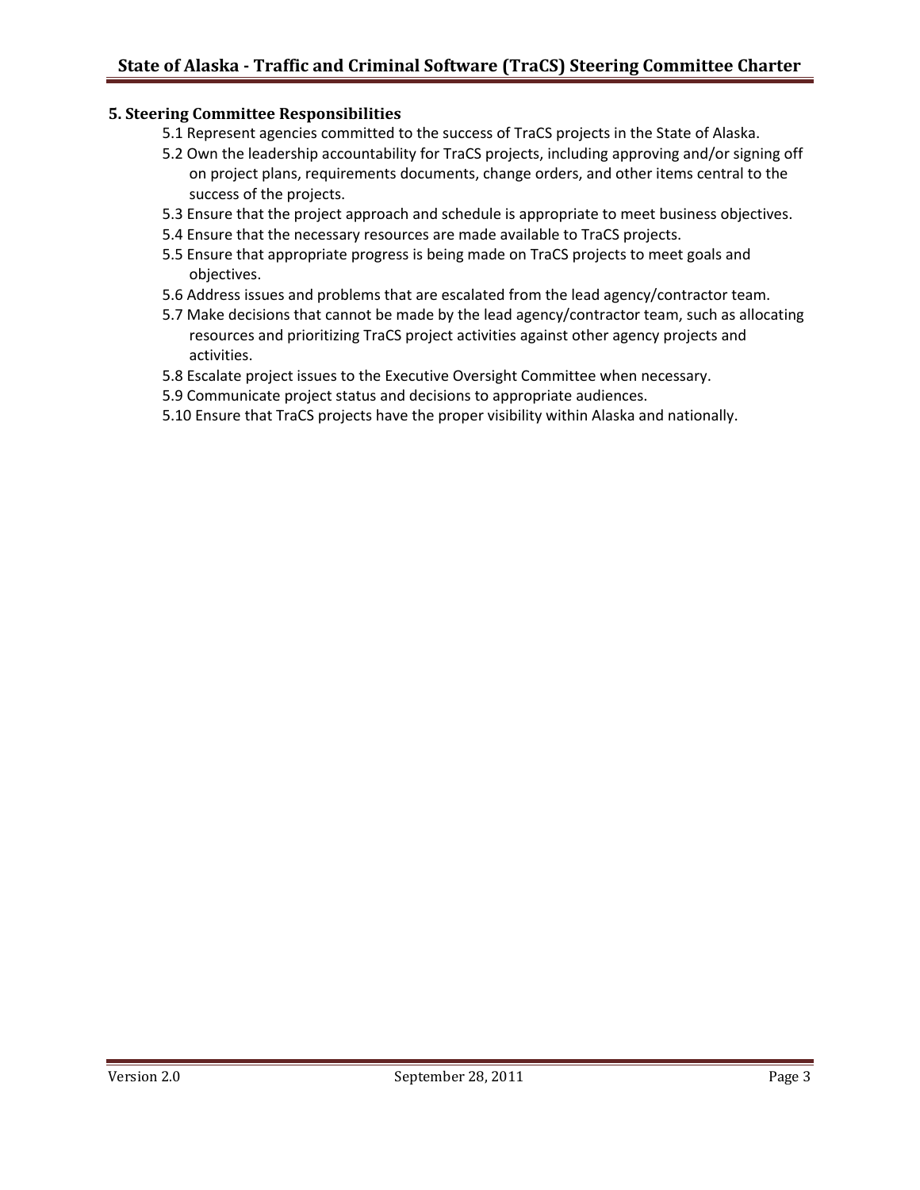## 5. Steering Committee Responsibilities

- 5.1 Represent agencies committed to the success of TraCS projects in the State of Alaska.
- 5.2 Own the leadership accountability for TraCS projects, including approving and/or signing off on project plans, requirements documents, change orders, and other items central to the success of the projects.
- 5.3 Ensure that the project approach and schedule is appropriate to meet business objectives.
- 5.4 Ensure that the necessary resources are made available to TraCS projects.
- 5.5 Ensure that appropriate progress is being made on TraCS projects to meet goals and objectives.
- 5.6 Address issues and problems that are escalated from the lead agency/contractor team.
- 5.7 Make decisions that cannot be made by the lead agency/contractor team, such as allocating resources and prioritizing TraCS project activities against other agency projects and activities.
- 5.8 Escalate project issues to the Executive Oversight Committee when necessary.
- 5.9 Communicate project status and decisions to appropriate audiences.
- 5.10 Ensure that TraCS projects have the proper visibility within Alaska and nationally.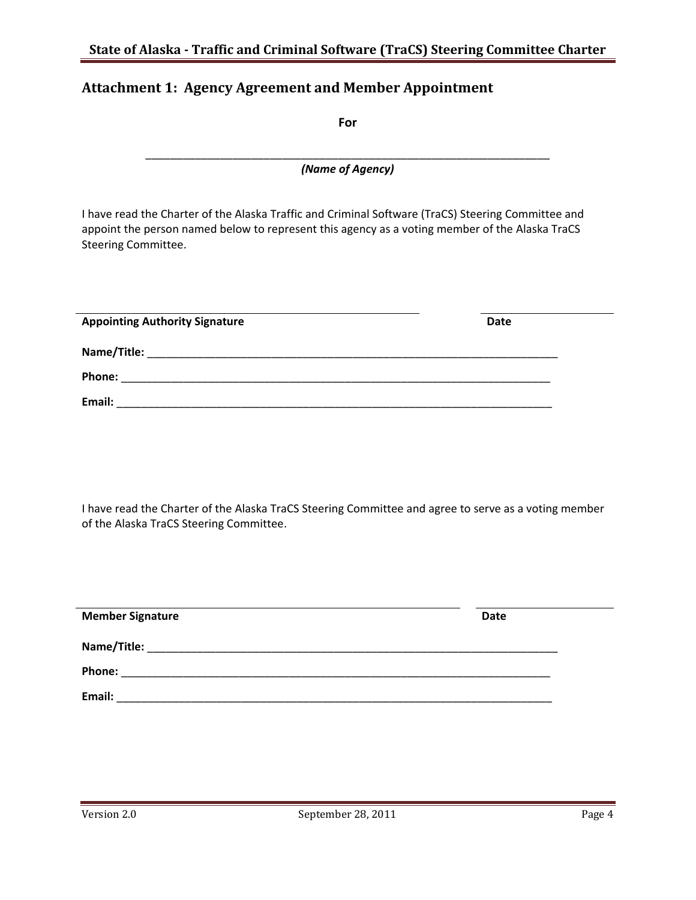## Attachment 1: Agency Agreement and Member Appointment

**For**

\_\_\_\_\_\_\_\_\_\_\_\_\_\_\_\_\_\_\_\_\_\_\_\_\_\_\_\_\_\_\_\_\_\_\_\_\_\_\_\_\_\_\_\_\_\_\_\_\_\_\_\_\_\_\_\_\_\_\_\_\_\_\_\_\_\_

***(Name of Agency)***

I have read the Charter of the Alaska Traffic and Criminal Software (TraCS) Steering Committee and appoint the person named below to represent this agency as a voting member of the Alaska TraCS Steering Committee.

\_\_\_\_\_\_\_\_\_\_\_\_\_\_\_\_\_\_\_\_\_\_\_\_\_\_\_\_\_\_\_\_\_\_\_\_\_\_\_\_\_\_\_\_\_\_\_\_\_\_\_\_\_\_\_\_ \_\_\_\_\_\_\_\_\_\_\_\_\_\_\_\_\_\_\_\_\_\_

**Appointing Authority Signature** **Date**

**Name/Title:** \_\_\_\_\_\_\_\_\_\_\_\_\_\_\_\_\_\_\_\_\_\_\_\_\_\_\_\_\_\_\_\_\_\_\_\_\_\_\_\_\_\_\_\_\_\_\_\_\_\_\_\_\_\_\_\_\_\_\_\_\_\_\_\_\_\_

**Phone:** \_\_\_\_\_\_\_\_\_\_\_\_\_\_\_\_\_\_\_\_\_\_\_\_\_\_\_\_\_\_\_\_\_\_\_\_\_\_\_\_\_\_\_\_\_\_\_\_\_\_\_\_\_\_\_\_\_\_\_\_\_\_\_\_\_\_\_\_\_\_

**Email:** \_\_\_\_\_\_\_\_\_\_\_\_\_\_\_\_\_\_\_\_\_\_\_\_\_\_\_\_\_\_\_\_\_\_\_\_\_\_\_\_\_\_\_\_\_\_\_\_\_\_\_\_\_\_\_\_\_\_\_\_\_\_\_\_\_\_\_\_\_\_\_

I have read the Charter of the Alaska TraCS Steering Committee and agree to serve as a voting member of the Alaska TraCS Steering Committee.

\_\_\_\_\_\_\_\_\_\_\_\_\_\_\_\_\_\_\_\_\_\_\_\_\_\_\_\_\_\_\_\_\_\_\_\_\_\_\_\_\_\_\_\_\_\_\_\_\_\_\_\_\_\_\_\_\_\_\_\_ \_\_\_\_\_\_\_\_\_\_\_\_\_\_\_\_\_\_\_\_\_\_

**Member Signature** **Date**

**Name/Title:** \_\_\_\_\_\_\_\_\_\_\_\_\_\_\_\_\_\_\_\_\_\_\_\_\_\_\_\_\_\_\_\_\_\_\_\_\_\_\_\_\_\_\_\_\_\_\_\_\_\_\_\_\_\_\_\_\_\_\_\_\_\_\_\_\_\_

**Phone:** \_\_\_\_\_\_\_\_\_\_\_\_\_\_\_\_\_\_\_\_\_\_\_\_\_\_\_\_\_\_\_\_\_\_\_\_\_\_\_\_\_\_\_\_\_\_\_\_\_\_\_\_\_\_\_\_\_\_\_\_\_\_\_\_\_\_\_\_\_\_

**Email:** \_\_\_\_\_\_\_\_\_\_\_\_\_\_\_\_\_\_\_\_\_\_\_\_\_\_\_\_\_\_\_\_\_\_\_\_\_\_\_\_\_\_\_\_\_\_\_\_\_\_\_\_\_\_\_\_\_\_\_\_\_\_\_\_\_\_\_\_\_\_\_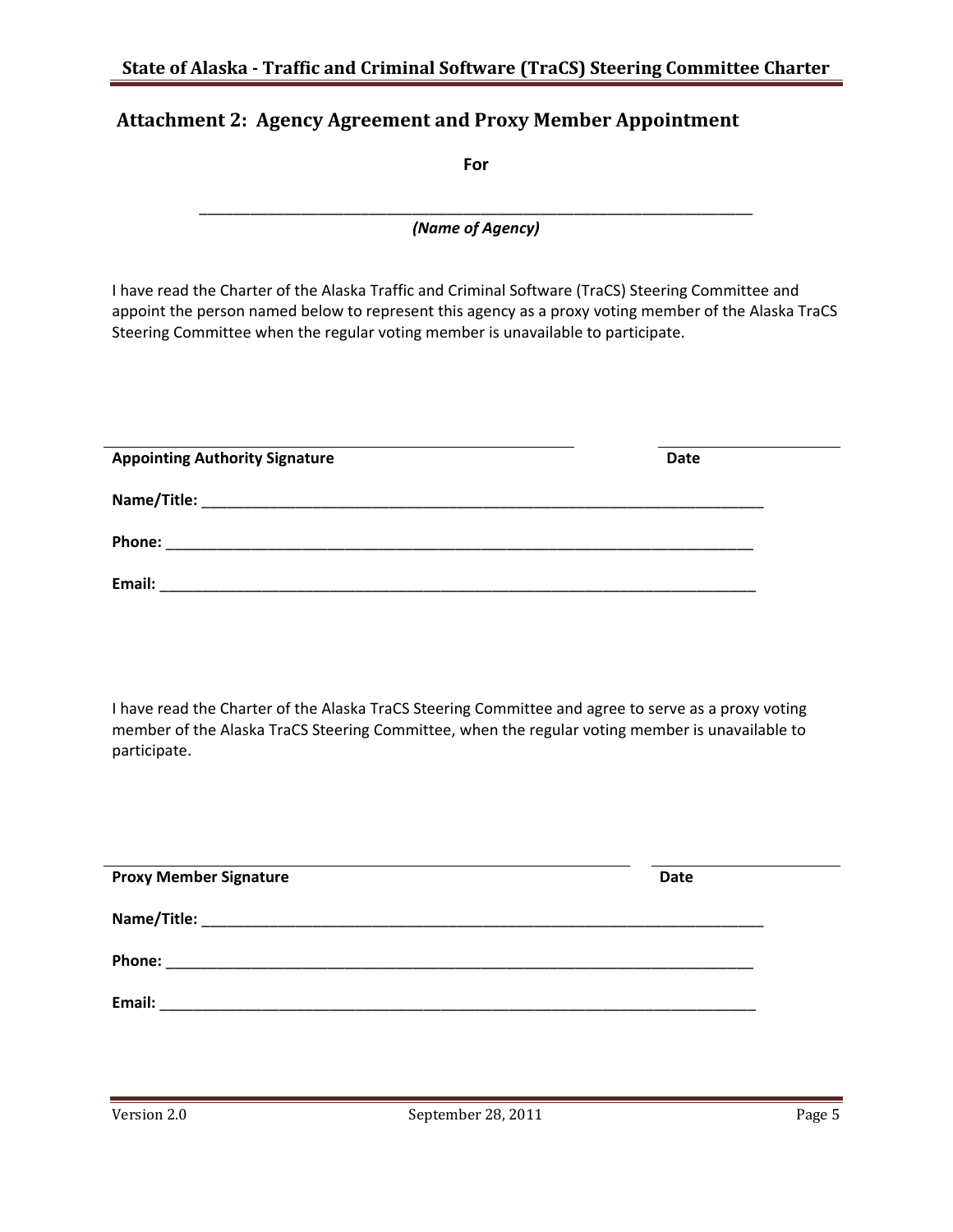## Attachment 2: Agency Agreement and Proxy Member Appointment

**For**

______________________________________________________________________

***(Name of Agency)***

I have read the Charter of the Alaska Traffic and Criminal Software (TraCS) Steering Committee and appoint the person named below to represent this agency as a proxy voting member of the Alaska TraCS Steering Committee when the regular voting member is unavailable to participate.

_____________________________________________ ____________________

**Appointing Authority Signature** **Date**

**Name/Title:** ______________________________________________________________________

**Phone:** _________________________________________________________________________

**Email:** __________________________________________________________________________

I have read the Charter of the Alaska TraCS Steering Committee and agree to serve as a proxy voting member of the Alaska TraCS Steering Committee, when the regular voting member is unavailable to participate.

_____________________________________________ ____________________

**Proxy Member Signature** **Date**

**Name/Title:** ______________________________________________________________________

**Phone:** _________________________________________________________________________

**Email:** __________________________________________________________________________